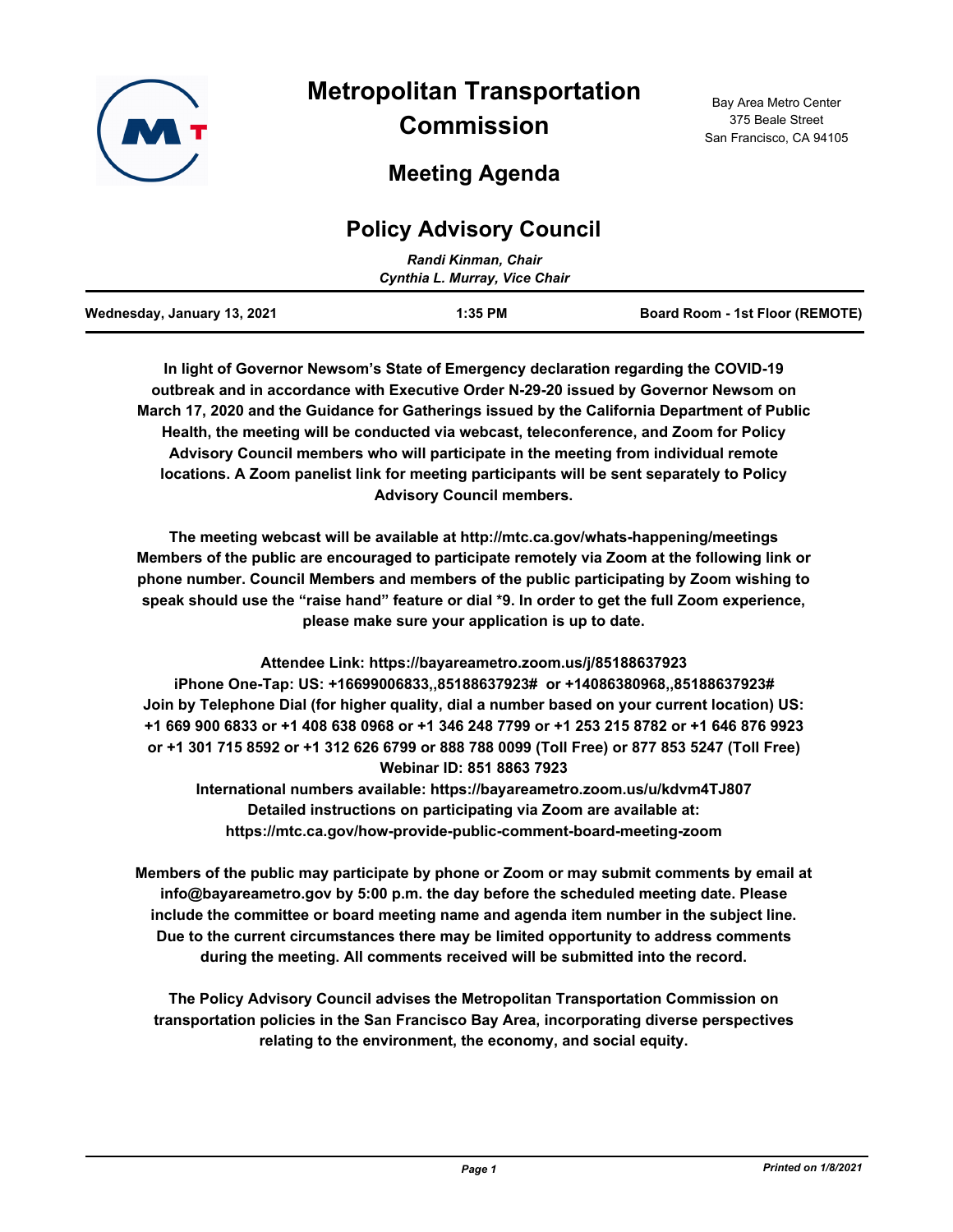# Metropolitan Transportation Commission

Bay Area Metro Center
375 Beale Street
San Francisco, CA 94105

## Meeting Agenda

## Policy Advisory Council

*Randi Kinman, Chair*
*Cynthia L. Murray, Vice Chair*

| Wednesday, January 13, 2021 | 1:35 PM | Board Room - 1st Floor (REMOTE) |
|---|---|---|

**In light of Governor Newsom's State of Emergency declaration regarding the COVID-19 outbreak and in accordance with Executive Order N-29-20 issued by Governor Newsom on March 17, 2020 and the Guidance for Gatherings issued by the California Department of Public Health, the meeting will be conducted via webcast, teleconference, and Zoom for Policy Advisory Council members who will participate in the meeting from individual remote locations. A Zoom panelist link for meeting participants will be sent separately to Policy Advisory Council members.**

**The meeting webcast will be available at http://mtc.ca.gov/whats-happening/meetings Members of the public are encouraged to participate remotely via Zoom at the following link or phone number. Council Members and members of the public participating by Zoom wishing to speak should use the "raise hand" feature or dial *9. In order to get the full Zoom experience, please make sure your application is up to date.**

**Attendee Link: https://bayareametro.zoom.us/j/85188637923**
**iPhone One-Tap: US: +16699006833,,85188637923# or +14086380968,,85188637923#**
**Join by Telephone Dial (for higher quality, dial a number based on your current location) US: +1 669 900 6833 or +1 408 638 0968 or +1 346 248 7799 or +1 253 215 8782 or +1 646 876 9923 or +1 301 715 8592 or +1 312 626 6799 or 888 788 0099 (Toll Free) or 877 853 5247 (Toll Free)**
**Webinar ID: 851 8863 7923**
**International numbers available: https://bayareametro.zoom.us/u/kdvm4TJ807**
**Detailed instructions on participating via Zoom are available at: https://mtc.ca.gov/how-provide-public-comment-board-meeting-zoom**

**Members of the public may participate by phone or Zoom or may submit comments by email at info@bayareametro.gov by 5:00 p.m. the day before the scheduled meeting date. Please include the committee or board meeting name and agenda item number in the subject line. Due to the current circumstances there may be limited opportunity to address comments during the meeting. All comments received will be submitted into the record.**

**The Policy Advisory Council advises the Metropolitan Transportation Commission on transportation policies in the San Francisco Bay Area, incorporating diverse perspectives relating to the environment, the economy, and social equity.**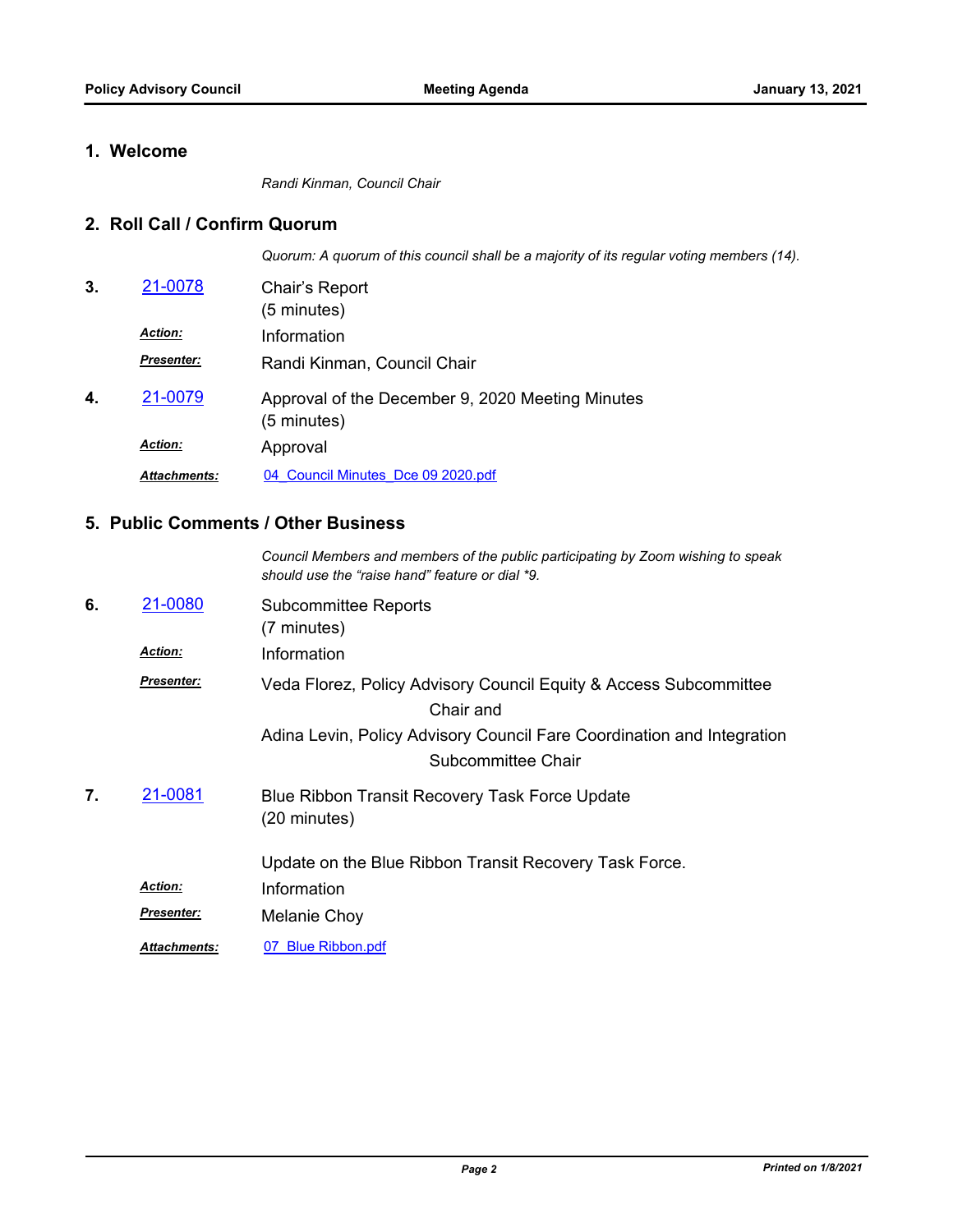## 1. Welcome

*Randi Kinman, Council Chair*

## 2. Roll Call / Confirm Quorum

*Quorum: A quorum of this council shall be a majority of its regular voting members (14).*

**3.** [21-0078] Chair's Report
(5 minutes)

***Action:*** Information

***Presenter:*** Randi Kinman, Council Chair

**4.** [21-0079] Approval of the December 9, 2020 Meeting Minutes
(5 minutes)

***Action:*** Approval

***Attachments:*** [04_Council Minutes_Dce 09 2020.pdf]

## 5. Public Comments / Other Business

*Council Members and members of the public participating by Zoom wishing to speak should use the "raise hand" feature or dial *9.*

**6.** [21-0080] Subcommittee Reports
(7 minutes)

***Action:*** Information

***Presenter:*** Veda Florez, Policy Advisory Council Equity & Access Subcommittee Chair and
Adina Levin, Policy Advisory Council Fare Coordination and Integration Subcommittee Chair

**7.** [21-0081] Blue Ribbon Transit Recovery Task Force Update
(20 minutes)

Update on the Blue Ribbon Transit Recovery Task Force.

***Action:*** Information

***Presenter:*** Melanie Choy

***Attachments:*** [07_Blue Ribbon.pdf]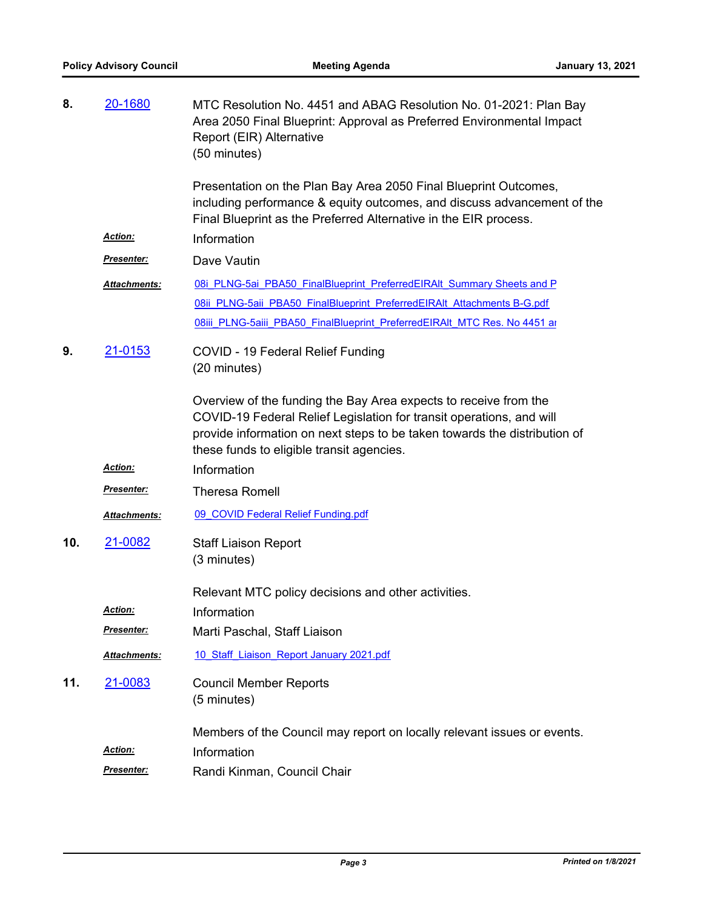**8.** 20-1680 MTC Resolution No. 4451 and ABAG Resolution No. 01-2021: Plan Bay Area 2050 Final Blueprint: Approval as Preferred Environmental Impact Report (EIR) Alternative
(50 minutes)

Presentation on the Plan Bay Area 2050 Final Blueprint Outcomes, including performance & equity outcomes, and discuss advancement of the Final Blueprint as the Preferred Alternative in the EIR process.

***Action:*** Information

***Presenter:*** Dave Vautin

***Attachments:*** 08i_PLNG-5ai_PBA50_FinalBlueprint_PreferredEIRAlt_Summary Sheets and P
08ii_PLNG-5aii_PBA50_FinalBlueprint_PreferredEIRAlt_Attachments B-G.pdf
08iii_PLNG-5aiii_PBA50_FinalBlueprint_PreferredEIRAlt_MTC Res. No 4451 ar

**9.** 21-0153 COVID - 19 Federal Relief Funding
(20 minutes)

Overview of the funding the Bay Area expects to receive from the COVID-19 Federal Relief Legislation for transit operations, and will provide information on next steps to be taken towards the distribution of these funds to eligible transit agencies.

***Action:*** Information

***Presenter:*** Theresa Romell

***Attachments:*** 09_COVID Federal Relief Funding.pdf

**10.** 21-0082 Staff Liaison Report
(3 minutes)

Relevant MTC policy decisions and other activities.

***Action:*** Information

***Presenter:*** Marti Paschal, Staff Liaison

***Attachments:*** 10_Staff_Liaison_Report January 2021.pdf

**11.** 21-0083 Council Member Reports
(5 minutes)

Members of the Council may report on locally relevant issues or events.

***Action:*** Information

***Presenter:*** Randi Kinman, Council Chair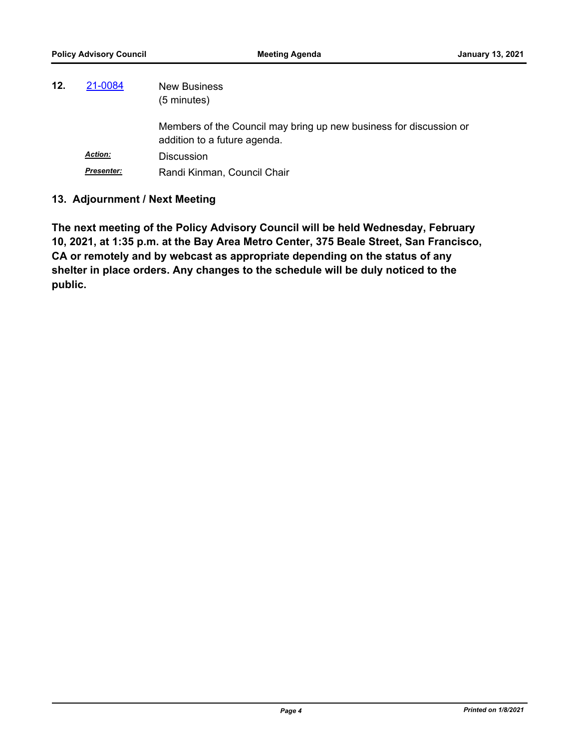**12.** 21-0084 New Business
(5 minutes)

Members of the Council may bring up new business for discussion or addition to a future agenda.

***Action:*** Discussion

***Presenter:*** Randi Kinman, Council Chair

## 13. Adjournment / Next Meeting

**The next meeting of the Policy Advisory Council will be held Wednesday, February 10, 2021, at 1:35 p.m. at the Bay Area Metro Center, 375 Beale Street, San Francisco, CA or remotely and by webcast as appropriate depending on the status of any shelter in place orders. Any changes to the schedule will be duly noticed to the public.**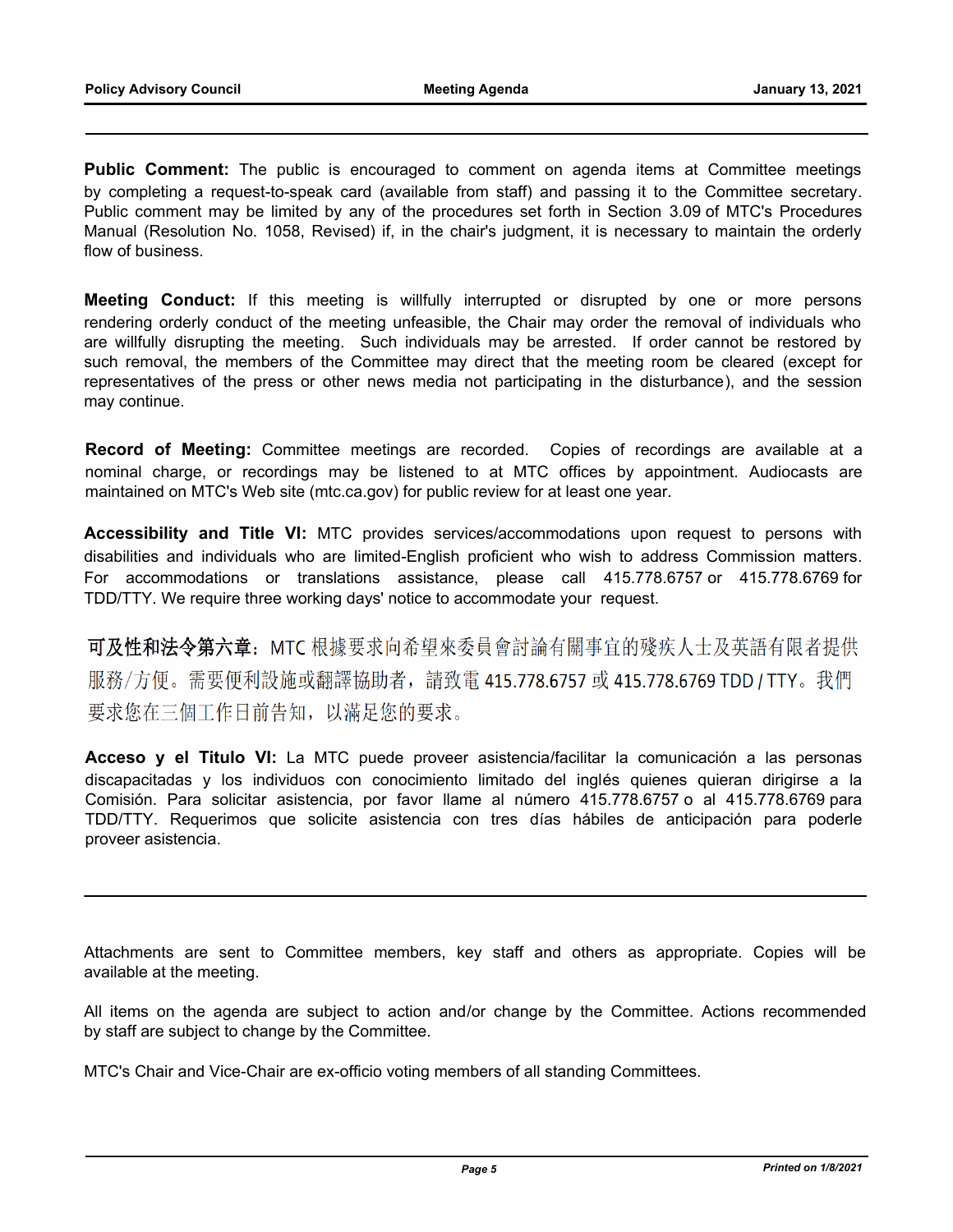**Public Comment:** The public is encouraged to comment on agenda items at Committee meetings by completing a request-to-speak card (available from staff) and passing it to the Committee secretary. Public comment may be limited by any of the procedures set forth in Section 3.09 of MTC's Procedures Manual (Resolution No. 1058, Revised) if, in the chair's judgment, it is necessary to maintain the orderly flow of business.

**Meeting Conduct:** If this meeting is willfully interrupted or disrupted by one or more persons rendering orderly conduct of the meeting unfeasible, the Chair may order the removal of individuals who are willfully disrupting the meeting. Such individuals may be arrested. If order cannot be restored by such removal, the members of the Committee may direct that the meeting room be cleared (except for representatives of the press or other news media not participating in the disturbance), and the session may continue.

**Record of Meeting:** Committee meetings are recorded. Copies of recordings are available at a nominal charge, or recordings may be listened to at MTC offices by appointment. Audiocasts are maintained on MTC's Web site (mtc.ca.gov) for public review for at least one year.

**Accessibility and Title VI:** MTC provides services/accommodations upon request to persons with disabilities and individuals who are limited-English proficient who wish to address Commission matters. For accommodations or translations assistance, please call 415.778.6757 or 415.778.6769 for TDD/TTY. We require three working days' notice to accommodate your request.

**可及性和法令第六章**：MTC 根據要求向希望來委員會討論有關事宜的殘疾人士及英語有限者提供服務/方便。需要便利設施或翻譯協助者，請致電 415.778.6757 或 415.778.6769 TDD / TTY。我們要求您在三個工作日前告知，以滿足您的要求。

**Acceso y el Titulo VI:** La MTC puede proveer asistencia/facilitar la comunicación a las personas discapacitadas y los individuos con conocimiento limitado del inglés quienes quieran dirigirse a la Comisión. Para solicitar asistencia, por favor llame al número 415.778.6757 o al 415.778.6769 para TDD/TTY. Requerimos que solicite asistencia con tres días hábiles de anticipación para poderle proveer asistencia.

---

Attachments are sent to Committee members, key staff and others as appropriate. Copies will be available at the meeting.

All items on the agenda are subject to action and/or change by the Committee. Actions recommended by staff are subject to change by the Committee.

MTC's Chair and Vice-Chair are ex-officio voting members of all standing Committees.